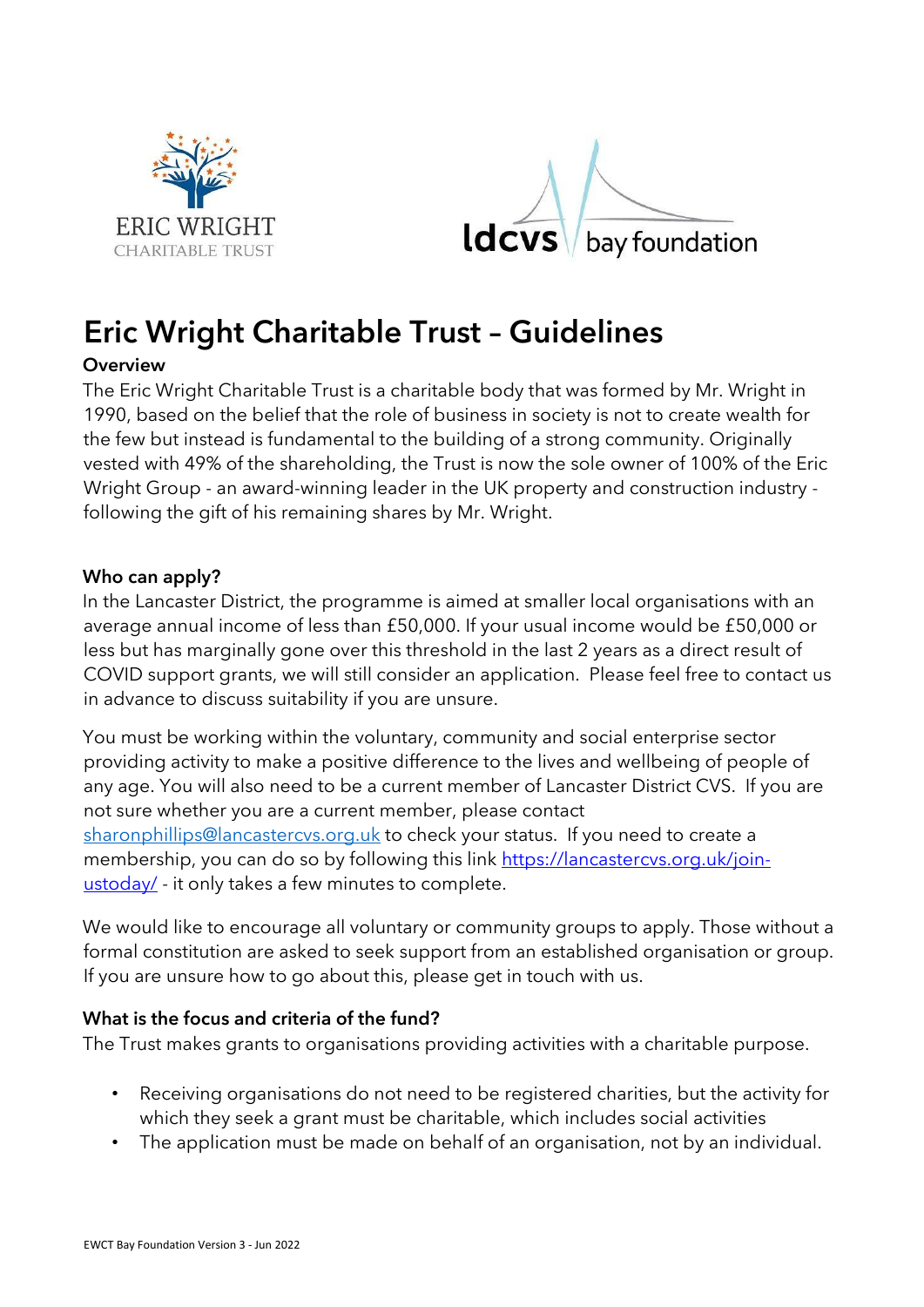# Eric Wright Charitable Trust – Guidelines

### Overview

The Eric Wright Charitable Trust is a charitable body that was formed by Mr. Wright in 1990, based on the belief that the role of business in society is not to create wealth for the few but instead is fundamental to the building of a strong community. Originally vested with 49% of the shareholding, the Trust is now the sole owner of 100% of the Eric Wright Group - an award-winning leader in the UK property and construction industry - following the gift of his remaining shares by Mr. Wright.

### Who can apply?

In the Lancaster District, the programme is aimed at smaller local organisations with an average annual income of less than £50,000. If your usual income would be £50,000 or less but has marginally gone over this threshold in the last 2 years as a direct result of COVID support grants, we will still consider an application. Please feel free to contact us in advance to discuss suitability if you are unsure.

You must be working within the voluntary, community and social enterprise sector providing activity to make a positive difference to the lives and wellbeing of people of any age. You will also need to be a current member of Lancaster District CVS. If you are not sure whether you are a current member, please contact sharonphillips@lancastercvs.org.uk to check your status. If you need to create a membership, you can do so by following this link https://lancastercvs.org.uk/join-ustoday/ - it only takes a few minutes to complete.

We would like to encourage all voluntary or community groups to apply. Those without a formal constitution are asked to seek support from an established organisation or group. If you are unsure how to go about this, please get in touch with us.

### What is the focus and criteria of the fund?

The Trust makes grants to organisations providing activities with a charitable purpose.

- Receiving organisations do not need to be registered charities, but the activity for which they seek a grant must be charitable, which includes social activities
- The application must be made on behalf of an organisation, not by an individual.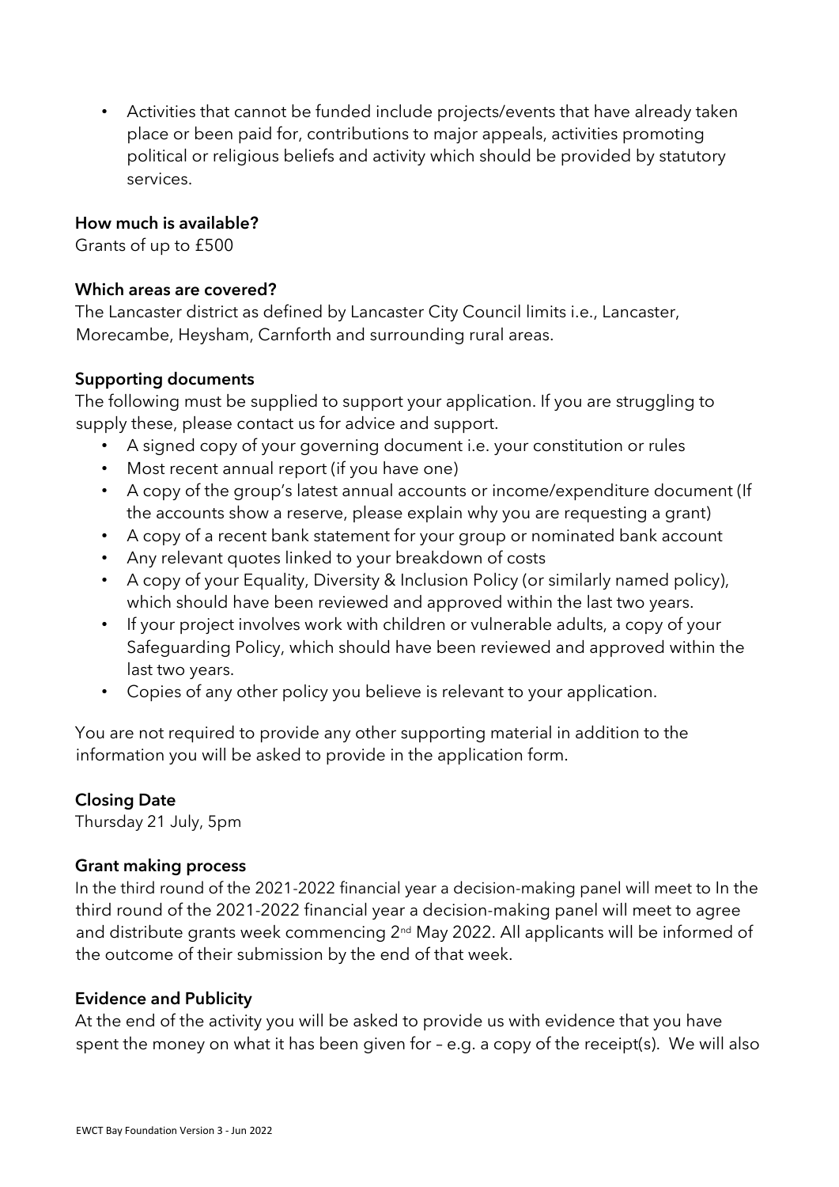- Activities that cannot be funded include projects/events that have already taken place or been paid for, contributions to major appeals, activities promoting political or religious beliefs and activity which should be provided by statutory services.

**How much is available?**

Grants of up to £500

**Which areas are covered?**

The Lancaster district as defined by Lancaster City Council limits i.e., Lancaster, Morecambe, Heysham, Carnforth and surrounding rural areas.

**Supporting documents**

The following must be supplied to support your application. If you are struggling to supply these, please contact us for advice and support.

- A signed copy of your governing document i.e. your constitution or rules
- Most recent annual report (if you have one)
- A copy of the group's latest annual accounts or income/expenditure document (If the accounts show a reserve, please explain why you are requesting a grant)
- A copy of a recent bank statement for your group or nominated bank account
- Any relevant quotes linked to your breakdown of costs
- A copy of your Equality, Diversity & Inclusion Policy (or similarly named policy), which should have been reviewed and approved within the last two years.
- If your project involves work with children or vulnerable adults, a copy of your Safeguarding Policy, which should have been reviewed and approved within the last two years.
- Copies of any other policy you believe is relevant to your application.

You are not required to provide any other supporting material in addition to the information you will be asked to provide in the application form.

**Closing Date**

Thursday 21 July, 5pm

**Grant making process**

In the third round of the 2021-2022 financial year a decision-making panel will meet to In the third round of the 2021-2022 financial year a decision-making panel will meet to agree and distribute grants week commencing 2nd May 2022. All applicants will be informed of the outcome of their submission by the end of that week.

**Evidence and Publicity**

At the end of the activity you will be asked to provide us with evidence that you have spent the money on what it has been given for – e.g. a copy of the receipt(s). We will also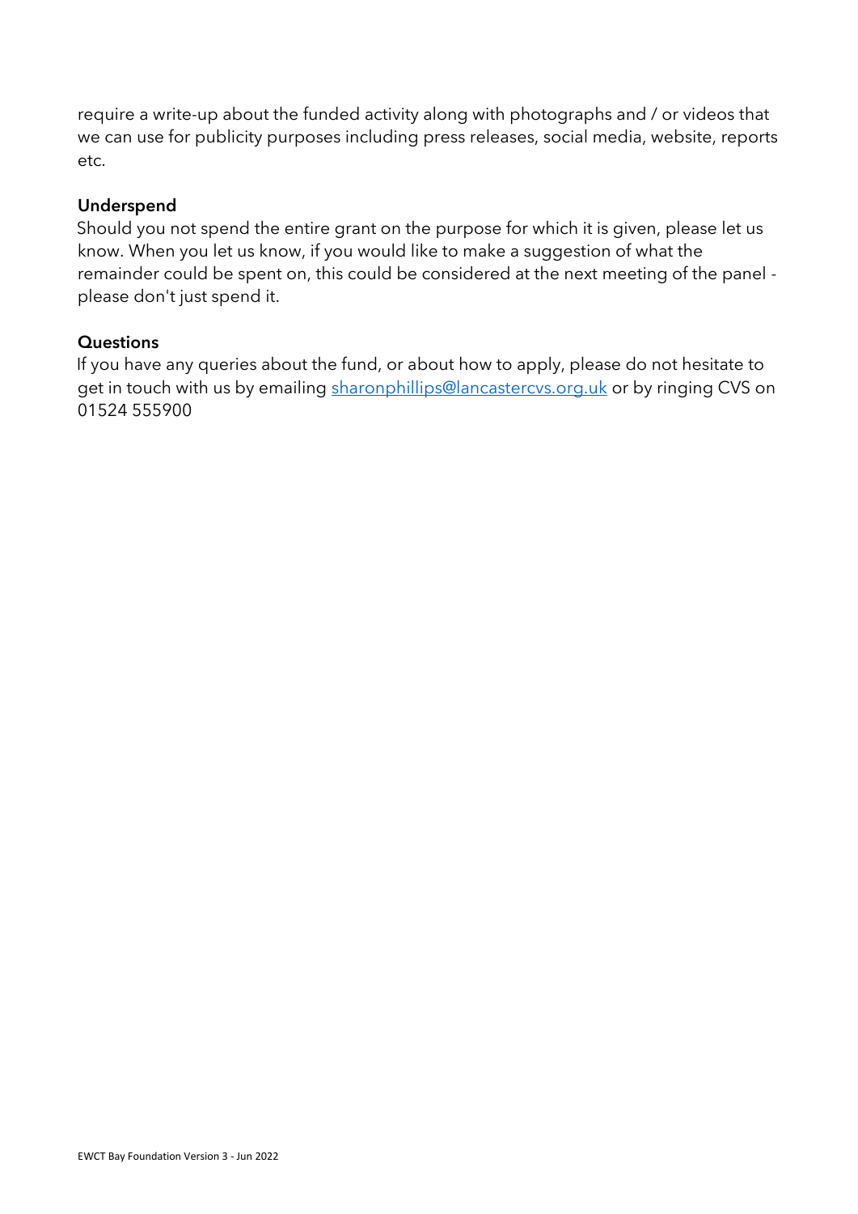require a write-up about the funded activity along with photographs and / or videos that we can use for publicity purposes including press releases, social media, website, reports etc.

**Underspend**

Should you not spend the entire grant on the purpose for which it is given, please let us know. When you let us know, if you would like to make a suggestion of what the remainder could be spent on, this could be considered at the next meeting of the panel - please don't just spend it.

**Questions**

If you have any queries about the fund, or about how to apply, please do not hesitate to get in touch with us by emailing sharonphillips@lancastercvs.org.uk or by ringing CVS on 01524 555900